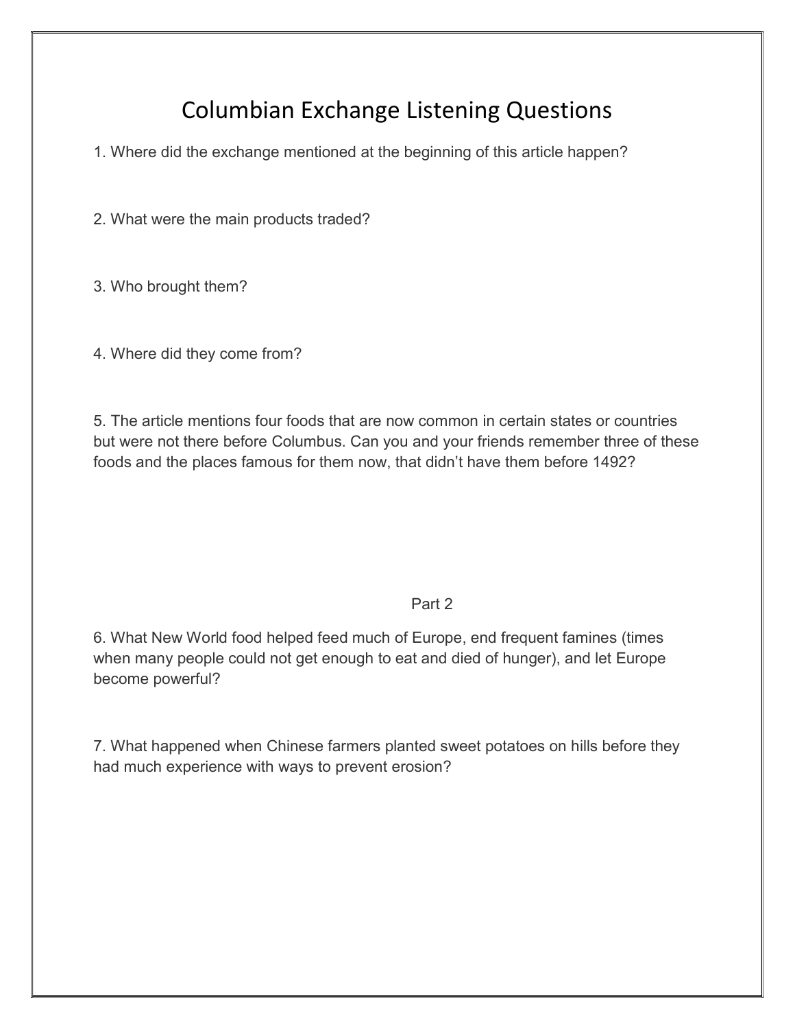# Columbian Exchange Listening Questions

1. Where did the exchange mentioned at the beginning of this article happen?

2. What were the main products traded?

3. Who brought them?

4. Where did they come from?

5. The article mentions four foods that are now common in certain states or countries but were not there before Columbus. Can you and your friends remember three of these foods and the places famous for them now, that didn't have them before 1492?

## Part 2

6. What New World food helped feed much of Europe, end frequent famines (times when many people could not get enough to eat and died of hunger), and let Europe become powerful?

7. What happened when Chinese farmers planted sweet potatoes on hills before they had much experience with ways to prevent erosion?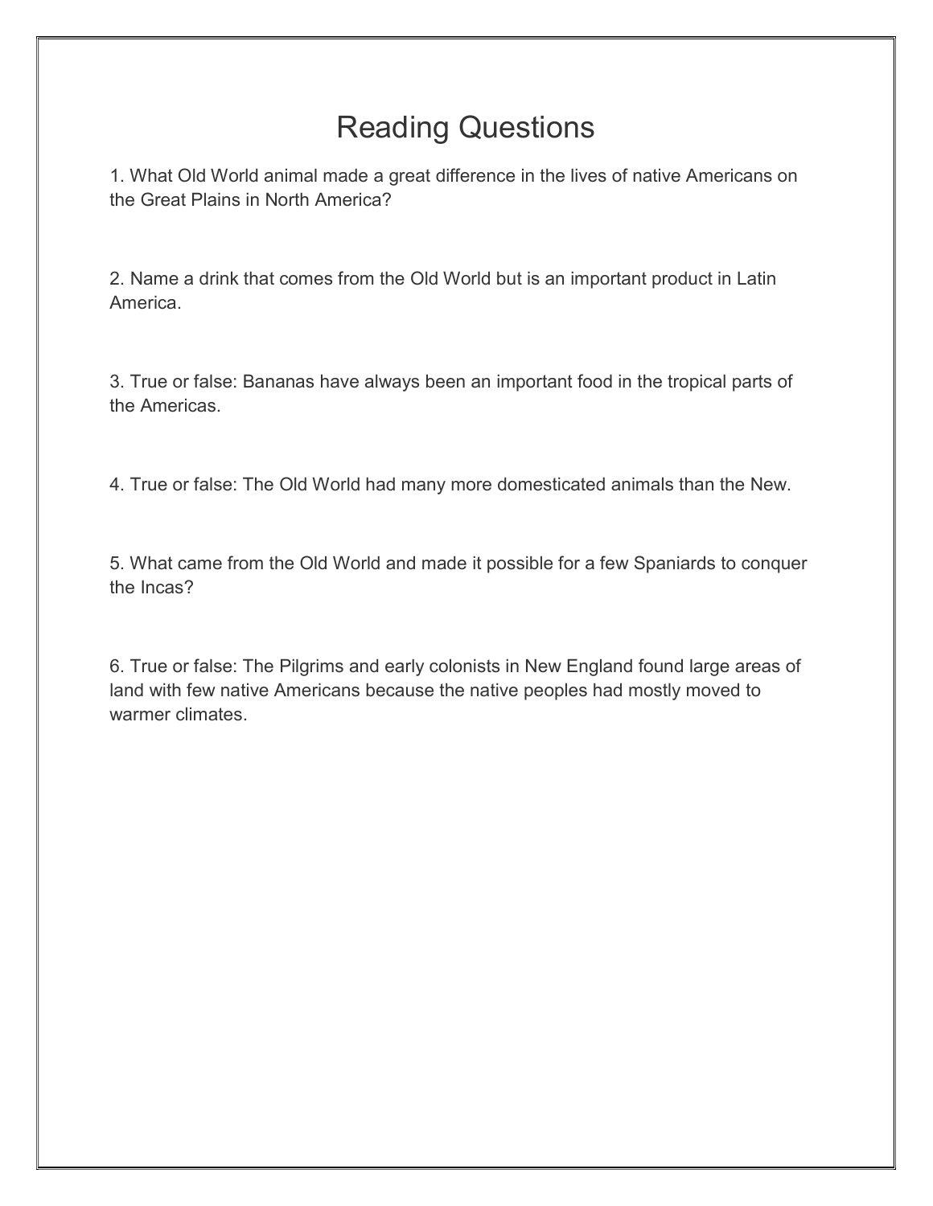# Reading Questions

1. What Old World animal made a great difference in the lives of native Americans on the Great Plains in North America?

2. Name a drink that comes from the Old World but is an important product in Latin America.

3. True or false: Bananas have always been an important food in the tropical parts of the Americas.

4. True or false: The Old World had many more domesticated animals than the New.

5. What came from the Old World and made it possible for a few Spaniards to conquer the Incas?

6. True or false: The Pilgrims and early colonists in New England found large areas of land with few native Americans because the native peoples had mostly moved to warmer climates.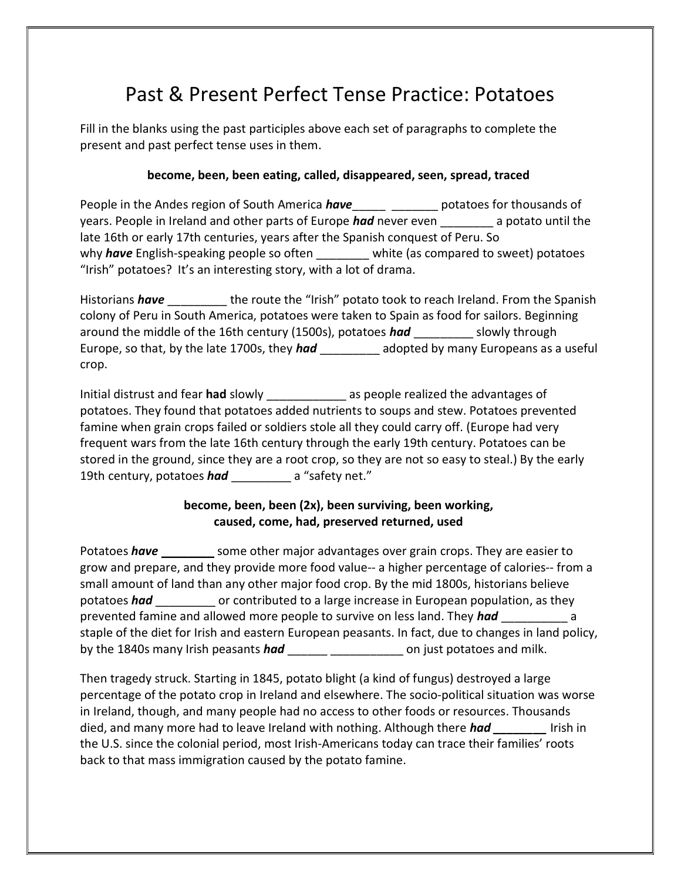# Past & Present Perfect Tense Practice: Potatoes

Fill in the blanks using the past participles above each set of paragraphs to complete the present and past perfect tense uses in them.

**become, been, been eating, called, disappeared, seen, spread, traced**

People in the Andes region of South America ***have***_____ _______ potatoes for thousands of years. People in Ireland and other parts of Europe ***had*** never even ________ a potato until the late 16th or early 17th centuries, years after the Spanish conquest of Peru. So why ***have*** English-speaking people so often ________ white (as compared to sweet) potatoes "Irish" potatoes? It's an interesting story, with a lot of drama.

Historians ***have*** _________ the route the "Irish" potato took to reach Ireland. From the Spanish colony of Peru in South America, potatoes were taken to Spain as food for sailors. Beginning around the middle of the 16th century (1500s), potatoes ***had*** _________ slowly through Europe, so that, by the late 1700s, they ***had*** _________ adopted by many Europeans as a useful crop.

Initial distrust and fear **had** slowly ____________ as people realized the advantages of potatoes. They found that potatoes added nutrients to soups and stew. Potatoes prevented famine when grain crops failed or soldiers stole all they could carry off. (Europe had very frequent wars from the late 16th century through the early 19th century. Potatoes can be stored in the ground, since they are a root crop, so they are not so easy to steal.) By the early 19th century, potatoes ***had*** _________ a "safety net."

**become, been, been (2x), been surviving, been working, caused, come, had, preserved returned, used**

Potatoes ***have*** ________ some other major advantages over grain crops. They are easier to grow and prepare, and they provide more food value-- a higher percentage of calories-- from a small amount of land than any other major food crop. By the mid 1800s, historians believe potatoes ***had*** _________ or contributed to a large increase in European population, as they prevented famine and allowed more people to survive on less land. They ***had*** __________ a staple of the diet for Irish and eastern European peasants. In fact, due to changes in land policy, by the 1840s many Irish peasants ***had*** ______ ___________ on just potatoes and milk.

Then tragedy struck. Starting in 1845, potato blight (a kind of fungus) destroyed a large percentage of the potato crop in Ireland and elsewhere. The socio-political situation was worse in Ireland, though, and many people had no access to other foods or resources. Thousands died, and many more had to leave Ireland with nothing. Although there ***had*** ________ Irish in the U.S. since the colonial period, most Irish-Americans today can trace their families' roots back to that mass immigration caused by the potato famine.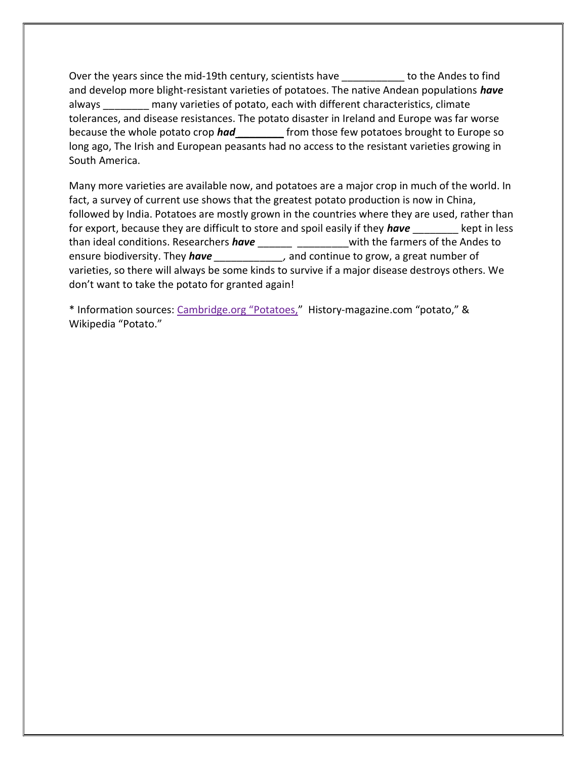Over the years since the mid-19th century, scientists have ___________ to the Andes to find and develop more blight-resistant varieties of potatoes. The native Andean populations ***have*** always ________ many varieties of potato, each with different characteristics, climate tolerances, and disease resistances. The potato disaster in Ireland and Europe was far worse because the whole potato crop ***had*** ________ from those few potatoes brought to Europe so long ago, The Irish and European peasants had no access to the resistant varieties growing in South America.

Many more varieties are available now, and potatoes are a major crop in much of the world. In fact, a survey of current use shows that the greatest potato production is now in China, followed by India. Potatoes are mostly grown in the countries where they are used, rather than for export, because they are difficult to store and spoil easily if they ***have*** ________ kept in less than ideal conditions. Researchers ***have*** ______ _________with the farmers of the Andes to ensure biodiversity. They ***have*** ____________, and continue to grow, a great number of varieties, so there will always be some kinds to survive if a major disease destroys others. We don't want to take the potato for granted again!

* Information sources: Cambridge.org "Potatoes," History-magazine.com "potato," & Wikipedia "Potato."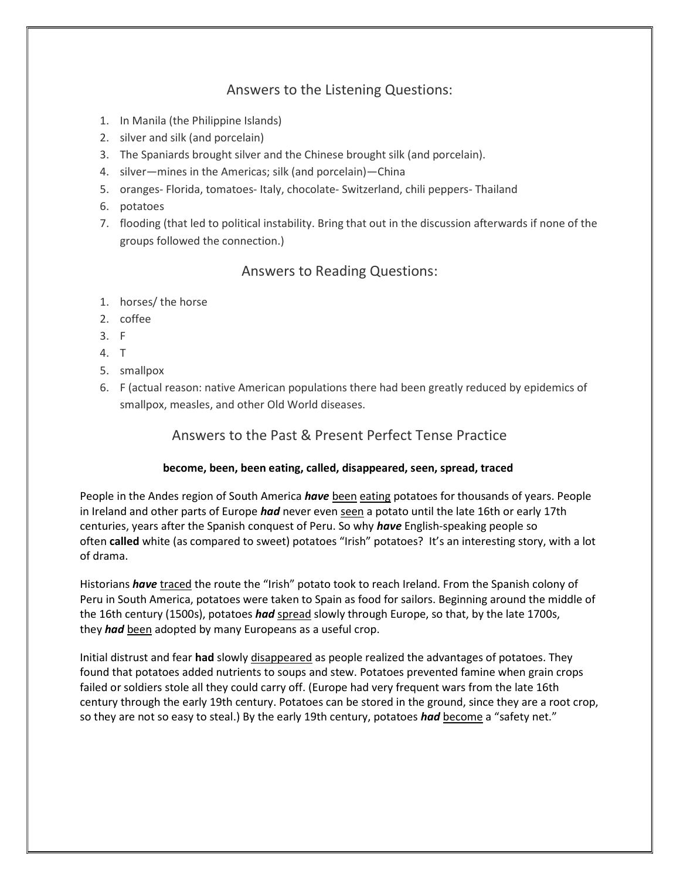## Answers to the Listening Questions:

1. In Manila (the Philippine Islands)
2. silver and silk (and porcelain)
3. The Spaniards brought silver and the Chinese brought silk (and porcelain).
4. silver—mines in the Americas; silk (and porcelain)—China
5. oranges- Florida, tomatoes- Italy, chocolate- Switzerland, chili peppers- Thailand
6. potatoes
7. flooding (that led to political instability. Bring that out in the discussion afterwards if none of the groups followed the connection.)

## Answers to Reading Questions:

1. horses/ the horse
2. coffee
3. F
4. T
5. smallpox
6. F (actual reason: native American populations there had been greatly reduced by epidemics of smallpox, measles, and other Old World diseases.

## Answers to the Past & Present Perfect Tense Practice

**become, been, been eating, called, disappeared, seen, spread, traced**

People in the Andes region of South America ***have*** <u>been</u> <u>eating</u> potatoes for thousands of years. People in Ireland and other parts of Europe ***had*** never even <u>seen</u> a potato until the late 16th or early 17th centuries, years after the Spanish conquest of Peru. So why ***have*** English-speaking people so often **called** white (as compared to sweet) potatoes "Irish" potatoes? It's an interesting story, with a lot of drama.

Historians ***have*** <u>traced</u> the route the "Irish" potato took to reach Ireland. From the Spanish colony of Peru in South America, potatoes were taken to Spain as food for sailors. Beginning around the middle of the 16th century (1500s), potatoes ***had*** <u>spread</u> slowly through Europe, so that, by the late 1700s, they ***had*** <u>been</u> adopted by many Europeans as a useful crop.

Initial distrust and fear **had** slowly <u>disappeared</u> as people realized the advantages of potatoes. They found that potatoes added nutrients to soups and stew. Potatoes prevented famine when grain crops failed or soldiers stole all they could carry off. (Europe had very frequent wars from the late 16th century through the early 19th century. Potatoes can be stored in the ground, since they are a root crop, so they are not so easy to steal.) By the early 19th century, potatoes ***had*** <u>become</u> a "safety net."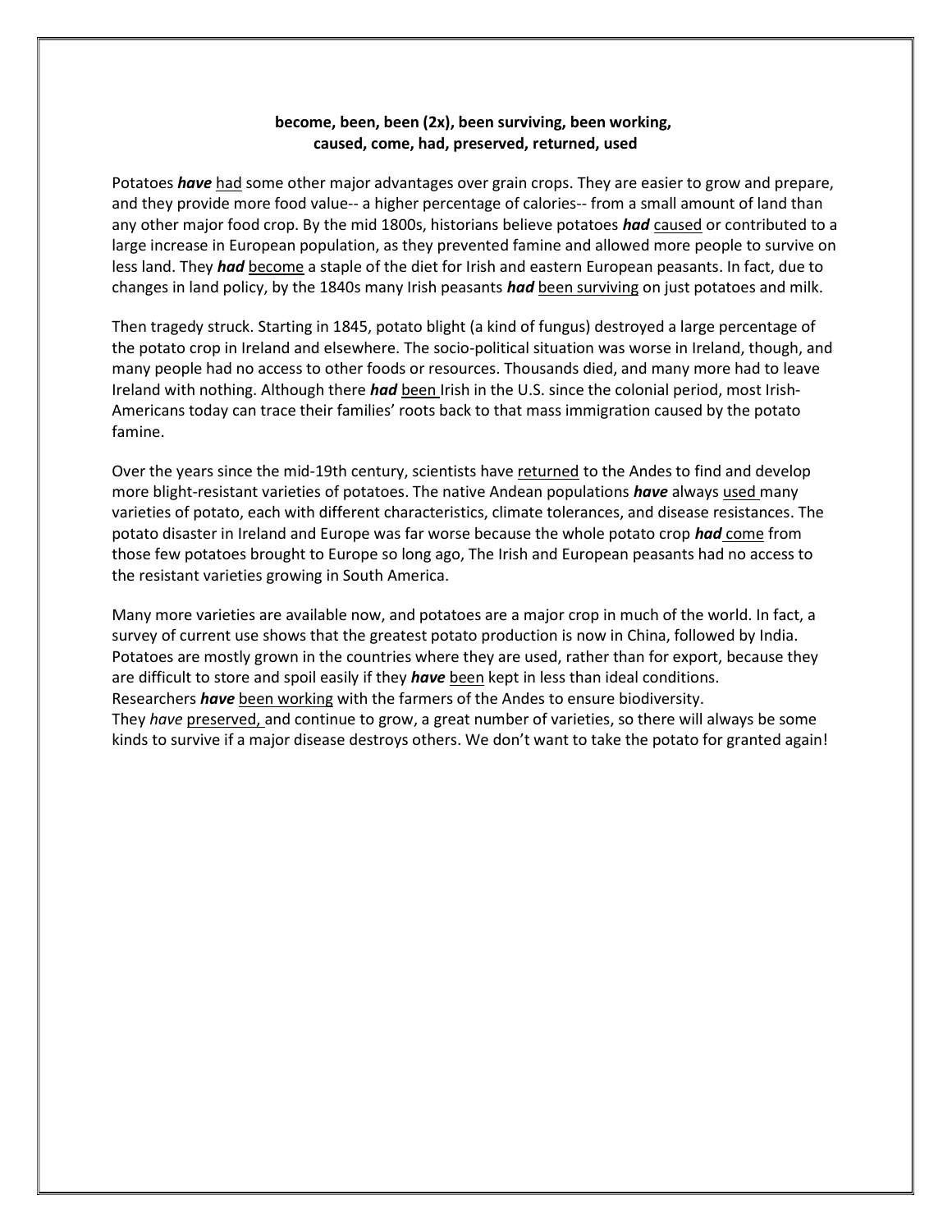**become, been, been (2x), been surviving, been working, caused, come, had, preserved, returned, used**

Potatoes ***have*** <u>had</u> some other major advantages over grain crops. They are easier to grow and prepare, and they provide more food value-- a higher percentage of calories-- from a small amount of land than any other major food crop. By the mid 1800s, historians believe potatoes ***had*** <u>caused</u> or contributed to a large increase in European population, as they prevented famine and allowed more people to survive on less land. They ***had*** <u>become</u> a staple of the diet for Irish and eastern European peasants. In fact, due to changes in land policy, by the 1840s many Irish peasants ***had*** <u>been surviving</u> on just potatoes and milk.

Then tragedy struck. Starting in 1845, potato blight (a kind of fungus) destroyed a large percentage of the potato crop in Ireland and elsewhere. The socio-political situation was worse in Ireland, though, and many people had no access to other foods or resources. Thousands died, and many more had to leave Ireland with nothing. Although there ***had*** <u>been</u> Irish in the U.S. since the colonial period, most Irish-Americans today can trace their families' roots back to that mass immigration caused by the potato famine.

Over the years since the mid-19th century, scientists have <u>returned</u> to the Andes to find and develop more blight-resistant varieties of potatoes. The native Andean populations ***have*** always <u>used</u> many varieties of potato, each with different characteristics, climate tolerances, and disease resistances. The potato disaster in Ireland and Europe was far worse because the whole potato crop ***had*** <u>come</u> from those few potatoes brought to Europe so long ago, The Irish and European peasants had no access to the resistant varieties growing in South America.

Many more varieties are available now, and potatoes are a major crop in much of the world. In fact, a survey of current use shows that the greatest potato production is now in China, followed by India. Potatoes are mostly grown in the countries where they are used, rather than for export, because they are difficult to store and spoil easily if they ***have*** <u>been</u> kept in less than ideal conditions. Researchers ***have*** <u>been working</u> with the farmers of the Andes to ensure biodiversity. They *have* <u>preserved,</u> and continue to grow, a great number of varieties, so there will always be some kinds to survive if a major disease destroys others. We don't want to take the potato for granted again!